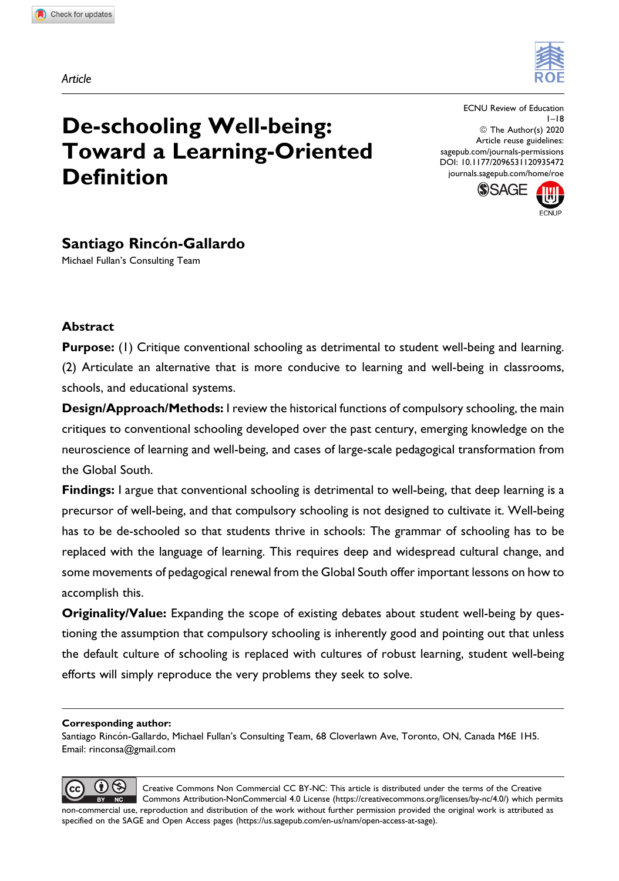Article

ECNU Review of Education
1–18
© The Author(s) 2020
Article reuse guidelines:
sagepub.com/journals-permissions
DOI: 10.1177/2096531120935472
journals.sagepub.com/home/roe

# De-schooling Well-being: Toward a Learning-Oriented Definition

**Santiago Rincón-Gallardo**

Michael Fullan's Consulting Team

## Abstract

**Purpose:** (1) Critique conventional schooling as detrimental to student well-being and learning. (2) Articulate an alternative that is more conducive to learning and well-being in classrooms, schools, and educational systems.

**Design/Approach/Methods:** I review the historical functions of compulsory schooling, the main critiques to conventional schooling developed over the past century, emerging knowledge on the neuroscience of learning and well-being, and cases of large-scale pedagogical transformation from the Global South.

**Findings:** I argue that conventional schooling is detrimental to well-being, that deep learning is a precursor of well-being, and that compulsory schooling is not designed to cultivate it. Well-being has to be de-schooled so that students thrive in schools: The grammar of schooling has to be replaced with the language of learning. This requires deep and widespread cultural change, and some movements of pedagogical renewal from the Global South offer important lessons on how to accomplish this.

**Originality/Value:** Expanding the scope of existing debates about student well-being by questioning the assumption that compulsory schooling is inherently good and pointing out that unless the default culture of schooling is replaced with cultures of robust learning, student well-being efforts will simply reproduce the very problems they seek to solve.

**Corresponding author:**
Santiago Rincón-Gallardo, Michael Fullan's Consulting Team, 68 Cloverlawn Ave, Toronto, ON, Canada M6E 1H5.
Email: rinconsa@gmail.com

Creative Commons Non Commercial CC BY-NC: This article is distributed under the terms of the Creative Commons Attribution-NonCommercial 4.0 License (https://creativecommons.org/licenses/by-nc/4.0/) which permits non-commercial use, reproduction and distribution of the work without further permission provided the original work is attributed as specified on the SAGE and Open Access pages (https://us.sagepub.com/en-us/nam/open-access-at-sage).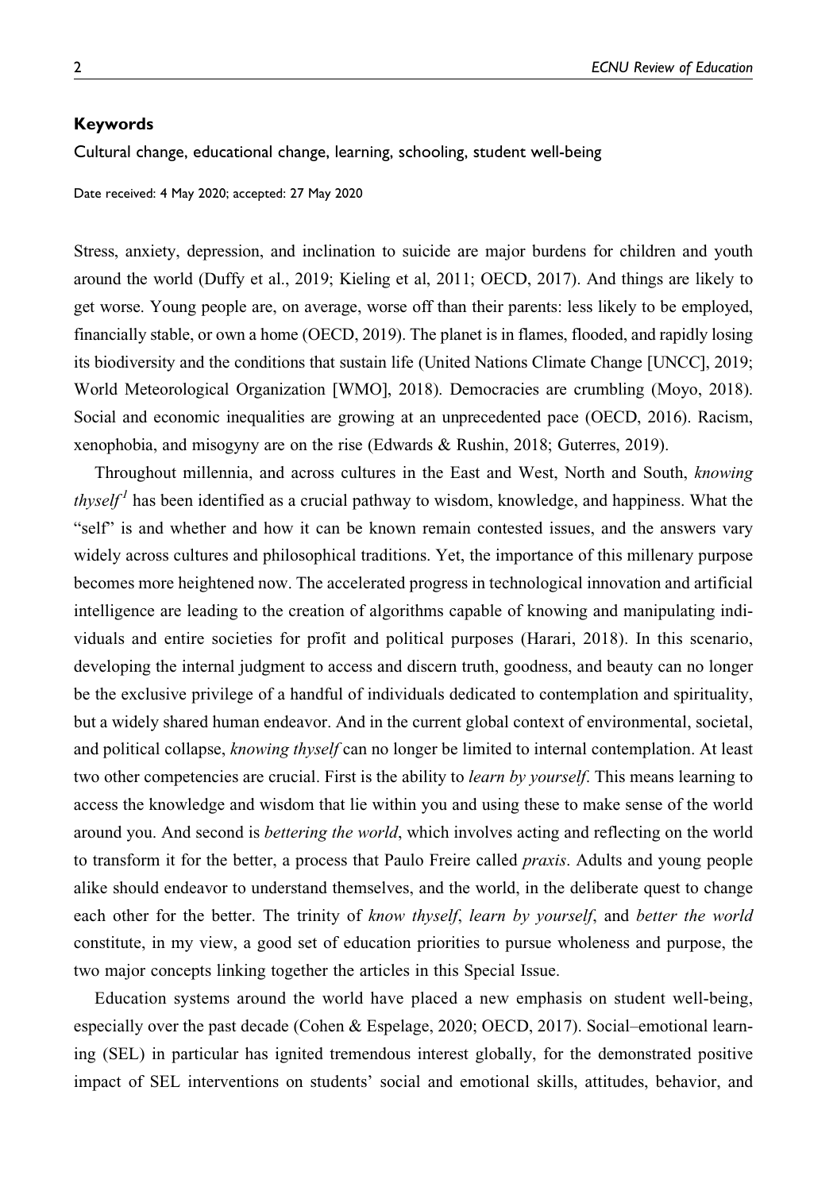**Keywords**

Cultural change, educational change, learning, schooling, student well-being

Date received: 4 May 2020; accepted: 27 May 2020

Stress, anxiety, depression, and inclination to suicide are major burdens for children and youth around the world (Duffy et al., 2019; Kieling et al, 2011; OECD, 2017). And things are likely to get worse. Young people are, on average, worse off than their parents: less likely to be employed, financially stable, or own a home (OECD, 2019). The planet is in flames, flooded, and rapidly losing its biodiversity and the conditions that sustain life (United Nations Climate Change [UNCC], 2019; World Meteorological Organization [WMO], 2018). Democracies are crumbling (Moyo, 2018). Social and economic inequalities are growing at an unprecedented pace (OECD, 2016). Racism, xenophobia, and misogyny are on the rise (Edwards & Rushin, 2018; Guterres, 2019).

Throughout millennia, and across cultures in the East and West, North and South, *knowing thyself*[1] has been identified as a crucial pathway to wisdom, knowledge, and happiness. What the "self" is and whether and how it can be known remain contested issues, and the answers vary widely across cultures and philosophical traditions. Yet, the importance of this millenary purpose becomes more heightened now. The accelerated progress in technological innovation and artificial intelligence are leading to the creation of algorithms capable of knowing and manipulating individuals and entire societies for profit and political purposes (Harari, 2018). In this scenario, developing the internal judgment to access and discern truth, goodness, and beauty can no longer be the exclusive privilege of a handful of individuals dedicated to contemplation and spirituality, but a widely shared human endeavor. And in the current global context of environmental, societal, and political collapse, *knowing thyself* can no longer be limited to internal contemplation. At least two other competencies are crucial. First is the ability to *learn by yourself*. This means learning to access the knowledge and wisdom that lie within you and using these to make sense of the world around you. And second is *bettering the world*, which involves acting and reflecting on the world to transform it for the better, a process that Paulo Freire called *praxis*. Adults and young people alike should endeavor to understand themselves, and the world, in the deliberate quest to change each other for the better. The trinity of *know thyself*, *learn by yourself*, and *better the world* constitute, in my view, a good set of education priorities to pursue wholeness and purpose, the two major concepts linking together the articles in this Special Issue.

Education systems around the world have placed a new emphasis on student well-being, especially over the past decade (Cohen & Espelage, 2020; OECD, 2017). Social–emotional learning (SEL) in particular has ignited tremendous interest globally, for the demonstrated positive impact of SEL interventions on students' social and emotional skills, attitudes, behavior, and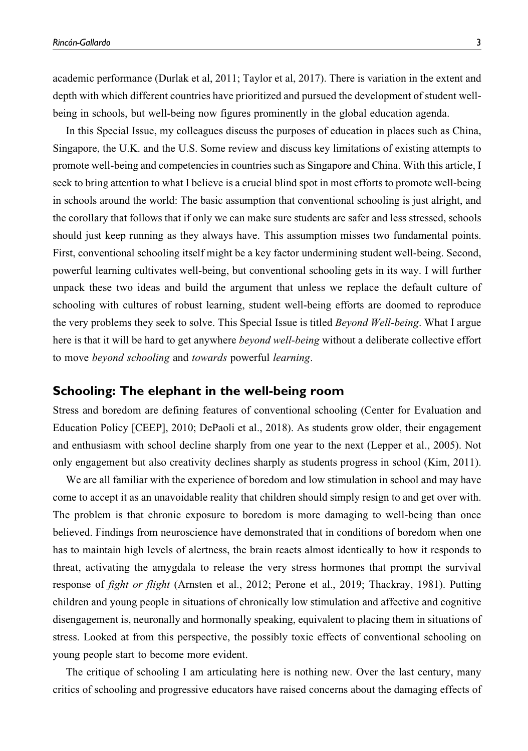academic performance (Durlak et al, 2011; Taylor et al, 2017). There is variation in the extent and depth with which different countries have prioritized and pursued the development of student well-being in schools, but well-being now figures prominently in the global education agenda.

In this Special Issue, my colleagues discuss the purposes of education in places such as China, Singapore, the U.K. and the U.S. Some review and discuss key limitations of existing attempts to promote well-being and competencies in countries such as Singapore and China. With this article, I seek to bring attention to what I believe is a crucial blind spot in most efforts to promote well-being in schools around the world: The basic assumption that conventional schooling is just alright, and the corollary that follows that if only we can make sure students are safer and less stressed, schools should just keep running as they always have. This assumption misses two fundamental points. First, conventional schooling itself might be a key factor undermining student well-being. Second, powerful learning cultivates well-being, but conventional schooling gets in its way. I will further unpack these two ideas and build the argument that unless we replace the default culture of schooling with cultures of robust learning, student well-being efforts are doomed to reproduce the very problems they seek to solve. This Special Issue is titled *Beyond Well-being*. What I argue here is that it will be hard to get anywhere *beyond well-being* without a deliberate collective effort to move *beyond schooling* and *towards* powerful *learning*.

## Schooling: The elephant in the well-being room

Stress and boredom are defining features of conventional schooling (Center for Evaluation and Education Policy [CEEP], 2010; DePaoli et al., 2018). As students grow older, their engagement and enthusiasm with school decline sharply from one year to the next (Lepper et al., 2005). Not only engagement but also creativity declines sharply as students progress in school (Kim, 2011).

We are all familiar with the experience of boredom and low stimulation in school and may have come to accept it as an unavoidable reality that children should simply resign to and get over with. The problem is that chronic exposure to boredom is more damaging to well-being than once believed. Findings from neuroscience have demonstrated that in conditions of boredom when one has to maintain high levels of alertness, the brain reacts almost identically to how it responds to threat, activating the amygdala to release the very stress hormones that prompt the survival response of *fight or flight* (Arnsten et al., 2012; Perone et al., 2019; Thackray, 1981). Putting children and young people in situations of chronically low stimulation and affective and cognitive disengagement is, neuronally and hormonally speaking, equivalent to placing them in situations of stress. Looked at from this perspective, the possibly toxic effects of conventional schooling on young people start to become more evident.

The critique of schooling I am articulating here is nothing new. Over the last century, many critics of schooling and progressive educators have raised concerns about the damaging effects of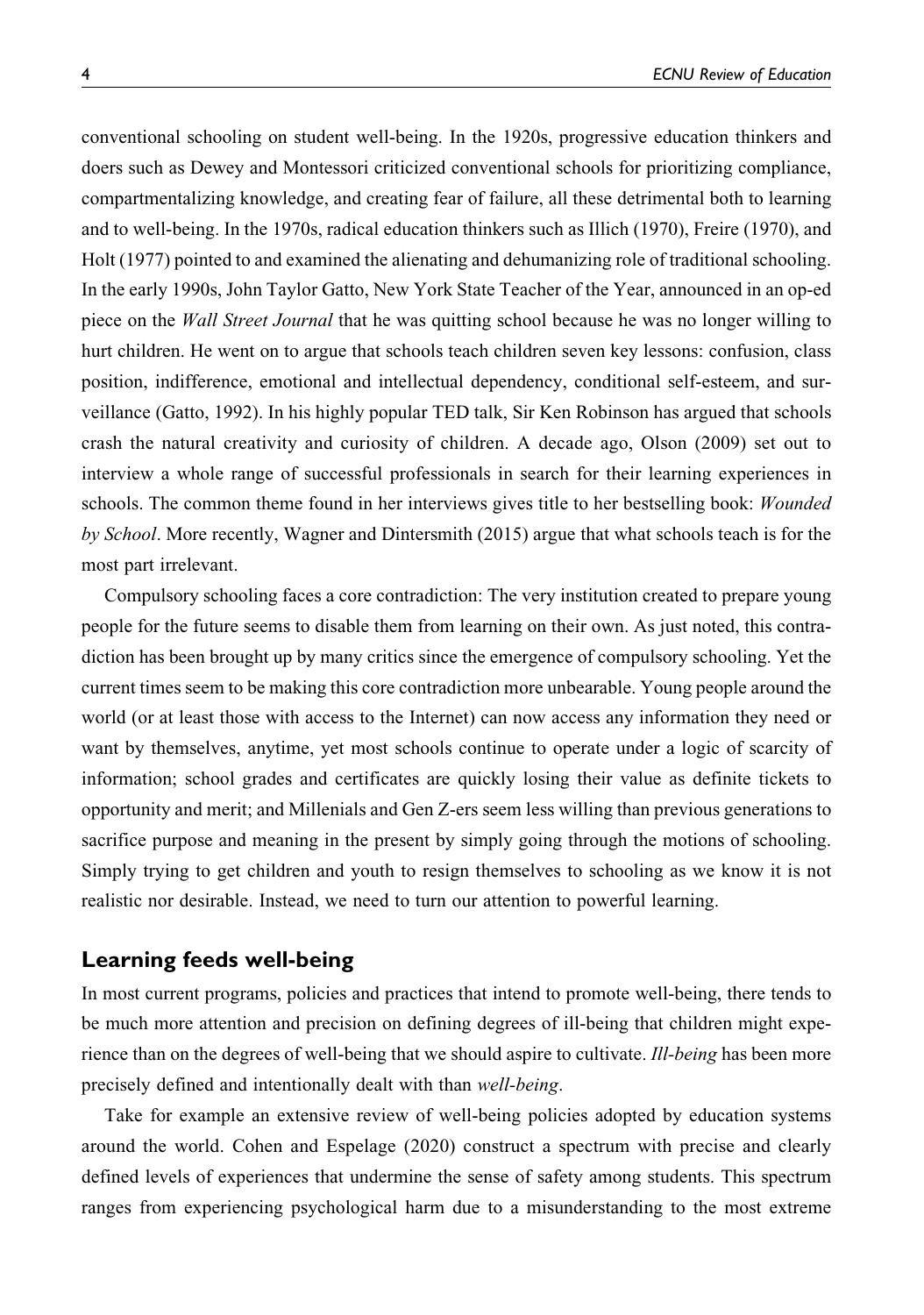conventional schooling on student well-being. In the 1920s, progressive education thinkers and doers such as Dewey and Montessori criticized conventional schools for prioritizing compliance, compartmentalizing knowledge, and creating fear of failure, all these detrimental both to learning and to well-being. In the 1970s, radical education thinkers such as Illich (1970), Freire (1970), and Holt (1977) pointed to and examined the alienating and dehumanizing role of traditional schooling. In the early 1990s, John Taylor Gatto, New York State Teacher of the Year, announced in an op-ed piece on the *Wall Street Journal* that he was quitting school because he was no longer willing to hurt children. He went on to argue that schools teach children seven key lessons: confusion, class position, indifference, emotional and intellectual dependency, conditional self-esteem, and surveillance (Gatto, 1992). In his highly popular TED talk, Sir Ken Robinson has argued that schools crash the natural creativity and curiosity of children. A decade ago, Olson (2009) set out to interview a whole range of successful professionals in search for their learning experiences in schools. The common theme found in her interviews gives title to her bestselling book: *Wounded by School*. More recently, Wagner and Dintersmith (2015) argue that what schools teach is for the most part irrelevant.

Compulsory schooling faces a core contradiction: The very institution created to prepare young people for the future seems to disable them from learning on their own. As just noted, this contradiction has been brought up by many critics since the emergence of compulsory schooling. Yet the current times seem to be making this core contradiction more unbearable. Young people around the world (or at least those with access to the Internet) can now access any information they need or want by themselves, anytime, yet most schools continue to operate under a logic of scarcity of information; school grades and certificates are quickly losing their value as definite tickets to opportunity and merit; and Millenials and Gen Z-ers seem less willing than previous generations to sacrifice purpose and meaning in the present by simply going through the motions of schooling. Simply trying to get children and youth to resign themselves to schooling as we know it is not realistic nor desirable. Instead, we need to turn our attention to powerful learning.

## Learning feeds well-being

In most current programs, policies and practices that intend to promote well-being, there tends to be much more attention and precision on defining degrees of ill-being that children might experience than on the degrees of well-being that we should aspire to cultivate. *Ill-being* has been more precisely defined and intentionally dealt with than *well-being*.

Take for example an extensive review of well-being policies adopted by education systems around the world. Cohen and Espelage (2020) construct a spectrum with precise and clearly defined levels of experiences that undermine the sense of safety among students. This spectrum ranges from experiencing psychological harm due to a misunderstanding to the most extreme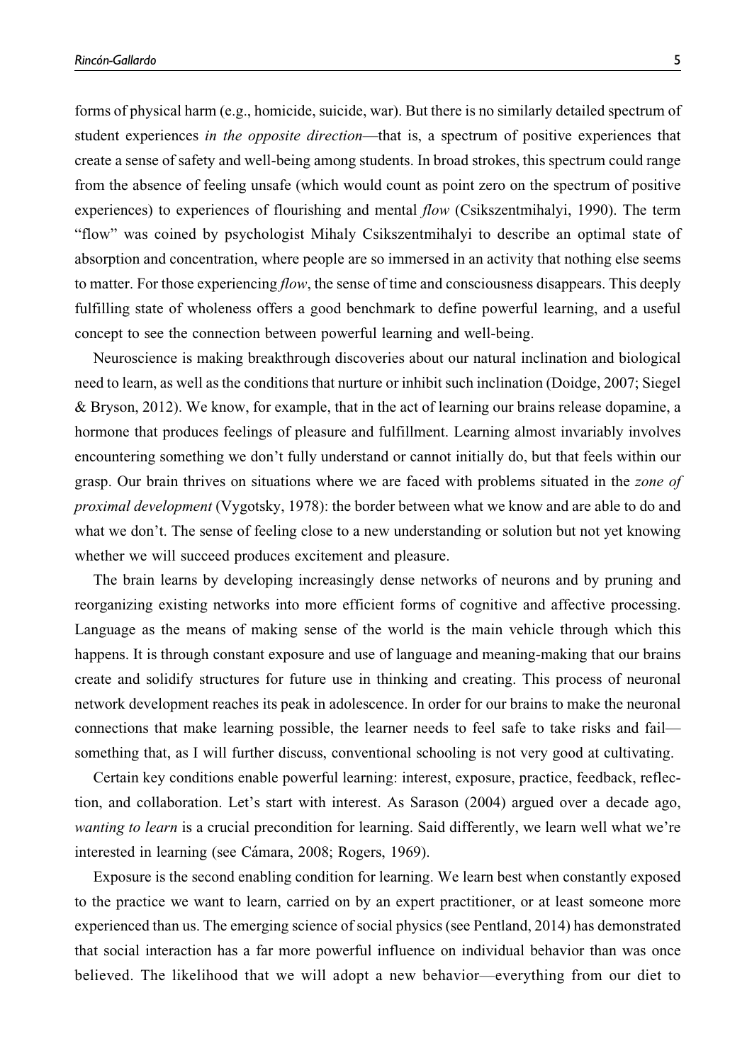forms of physical harm (e.g., homicide, suicide, war). But there is no similarly detailed spectrum of student experiences *in the opposite direction*—that is, a spectrum of positive experiences that create a sense of safety and well-being among students. In broad strokes, this spectrum could range from the absence of feeling unsafe (which would count as point zero on the spectrum of positive experiences) to experiences of flourishing and mental *flow* (Csikszentmihalyi, 1990). The term "flow" was coined by psychologist Mihaly Csikszentmihalyi to describe an optimal state of absorption and concentration, where people are so immersed in an activity that nothing else seems to matter. For those experiencing *flow*, the sense of time and consciousness disappears. This deeply fulfilling state of wholeness offers a good benchmark to define powerful learning, and a useful concept to see the connection between powerful learning and well-being.

Neuroscience is making breakthrough discoveries about our natural inclination and biological need to learn, as well as the conditions that nurture or inhibit such inclination (Doidge, 2007; Siegel & Bryson, 2012). We know, for example, that in the act of learning our brains release dopamine, a hormone that produces feelings of pleasure and fulfillment. Learning almost invariably involves encountering something we don't fully understand or cannot initially do, but that feels within our grasp. Our brain thrives on situations where we are faced with problems situated in the *zone of proximal development* (Vygotsky, 1978): the border between what we know and are able to do and what we don't. The sense of feeling close to a new understanding or solution but not yet knowing whether we will succeed produces excitement and pleasure.

The brain learns by developing increasingly dense networks of neurons and by pruning and reorganizing existing networks into more efficient forms of cognitive and affective processing. Language as the means of making sense of the world is the main vehicle through which this happens. It is through constant exposure and use of language and meaning-making that our brains create and solidify structures for future use in thinking and creating. This process of neuronal network development reaches its peak in adolescence. In order for our brains to make the neuronal connections that make learning possible, the learner needs to feel safe to take risks and fail—something that, as I will further discuss, conventional schooling is not very good at cultivating.

Certain key conditions enable powerful learning: interest, exposure, practice, feedback, reflection, and collaboration. Let's start with interest. As Sarason (2004) argued over a decade ago, *wanting to learn* is a crucial precondition for learning. Said differently, we learn well what we're interested in learning (see Cámara, 2008; Rogers, 1969).

Exposure is the second enabling condition for learning. We learn best when constantly exposed to the practice we want to learn, carried on by an expert practitioner, or at least someone more experienced than us. The emerging science of social physics (see Pentland, 2014) has demonstrated that social interaction has a far more powerful influence on individual behavior than was once believed. The likelihood that we will adopt a new behavior—everything from our diet to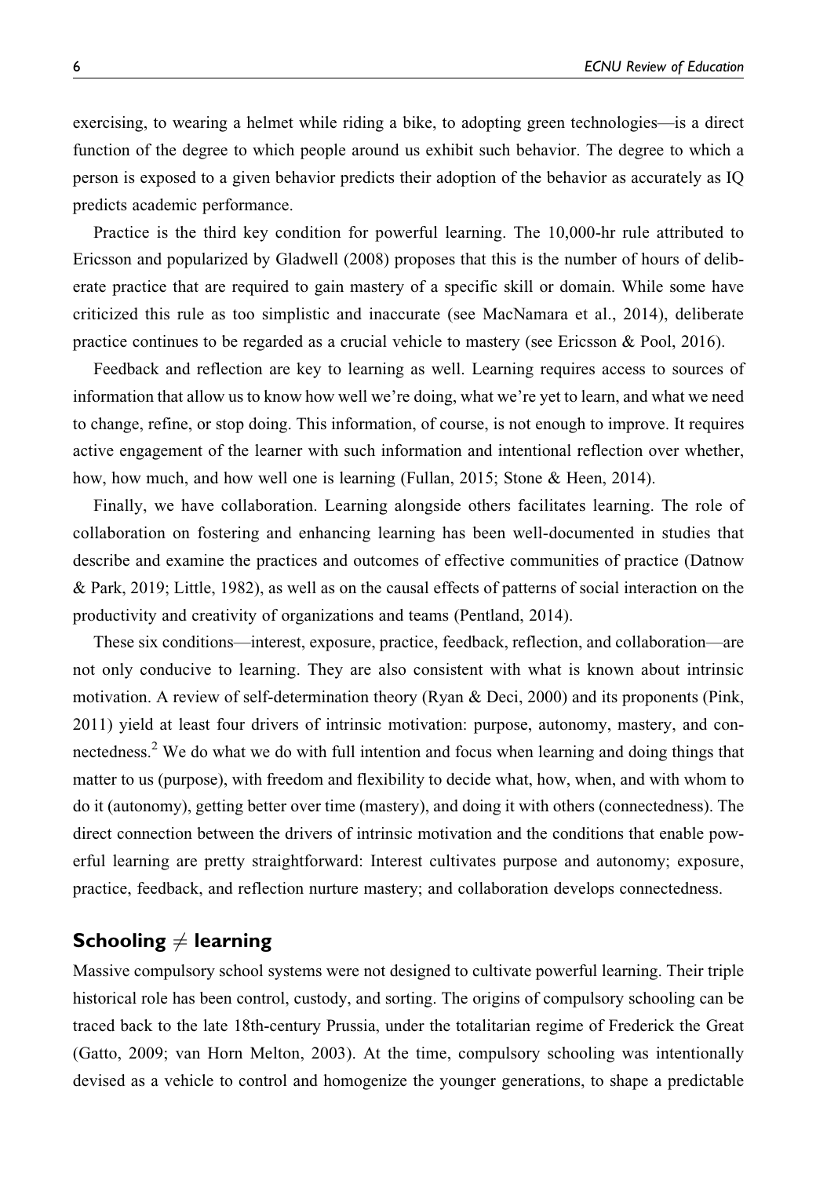exercising, to wearing a helmet while riding a bike, to adopting green technologies—is a direct function of the degree to which people around us exhibit such behavior. The degree to which a person is exposed to a given behavior predicts their adoption of the behavior as accurately as IQ predicts academic performance.

Practice is the third key condition for powerful learning. The 10,000-hr rule attributed to Ericsson and popularized by Gladwell (2008) proposes that this is the number of hours of deliberate practice that are required to gain mastery of a specific skill or domain. While some have criticized this rule as too simplistic and inaccurate (see MacNamara et al., 2014), deliberate practice continues to be regarded as a crucial vehicle to mastery (see Ericsson & Pool, 2016).

Feedback and reflection are key to learning as well. Learning requires access to sources of information that allow us to know how well we're doing, what we're yet to learn, and what we need to change, refine, or stop doing. This information, of course, is not enough to improve. It requires active engagement of the learner with such information and intentional reflection over whether, how, how much, and how well one is learning (Fullan, 2015; Stone & Heen, 2014).

Finally, we have collaboration. Learning alongside others facilitates learning. The role of collaboration on fostering and enhancing learning has been well-documented in studies that describe and examine the practices and outcomes of effective communities of practice (Datnow & Park, 2019; Little, 1982), as well as on the causal effects of patterns of social interaction on the productivity and creativity of organizations and teams (Pentland, 2014).

These six conditions—interest, exposure, practice, feedback, reflection, and collaboration—are not only conducive to learning. They are also consistent with what is known about intrinsic motivation. A review of self-determination theory (Ryan & Deci, 2000) and its proponents (Pink, 2011) yield at least four drivers of intrinsic motivation: purpose, autonomy, mastery, and connectedness.[2] We do what we do with full intention and focus when learning and doing things that matter to us (purpose), with freedom and flexibility to decide what, how, when, and with whom to do it (autonomy), getting better over time (mastery), and doing it with others (connectedness). The direct connection between the drivers of intrinsic motivation and the conditions that enable powerful learning are pretty straightforward: Interest cultivates purpose and autonomy; exposure, practice, feedback, and reflection nurture mastery; and collaboration develops connectedness.

## Schooling ≠ learning

Massive compulsory school systems were not designed to cultivate powerful learning. Their triple historical role has been control, custody, and sorting. The origins of compulsory schooling can be traced back to the late 18th-century Prussia, under the totalitarian regime of Frederick the Great (Gatto, 2009; van Horn Melton, 2003). At the time, compulsory schooling was intentionally devised as a vehicle to control and homogenize the younger generations, to shape a predictable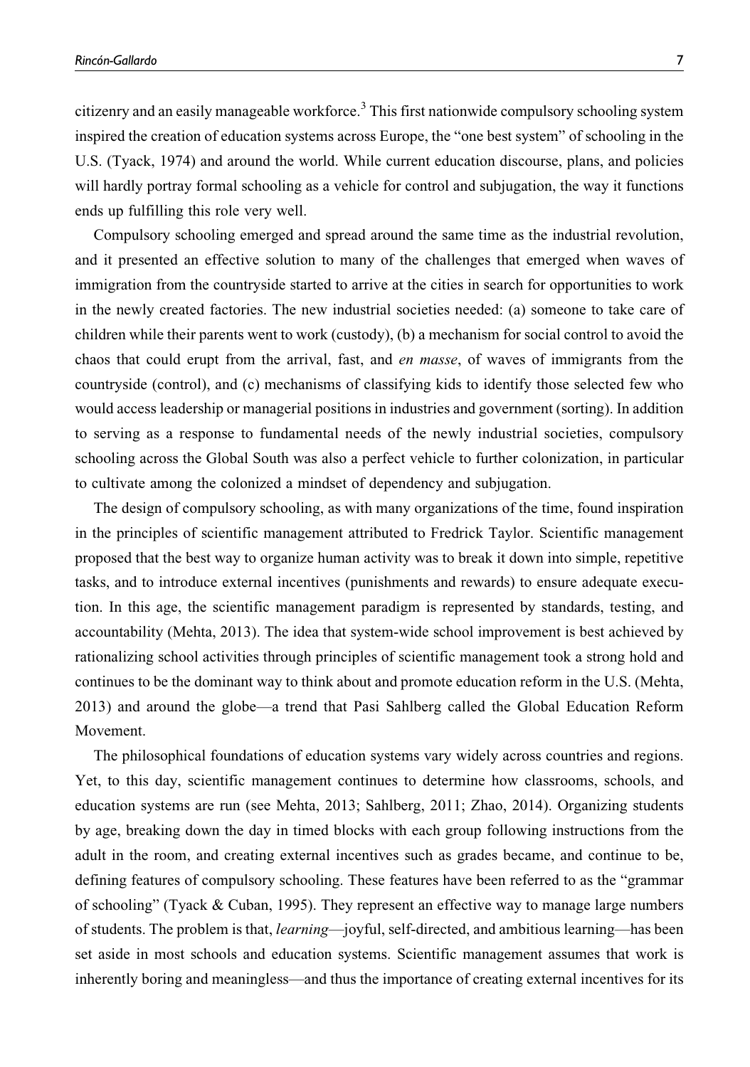citizenry and an easily manageable workforce.[3] This first nationwide compulsory schooling system inspired the creation of education systems across Europe, the "one best system" of schooling in the U.S. (Tyack, 1974) and around the world. While current education discourse, plans, and policies will hardly portray formal schooling as a vehicle for control and subjugation, the way it functions ends up fulfilling this role very well.

Compulsory schooling emerged and spread around the same time as the industrial revolution, and it presented an effective solution to many of the challenges that emerged when waves of immigration from the countryside started to arrive at the cities in search for opportunities to work in the newly created factories. The new industrial societies needed: (a) someone to take care of children while their parents went to work (custody), (b) a mechanism for social control to avoid the chaos that could erupt from the arrival, fast, and *en masse*, of waves of immigrants from the countryside (control), and (c) mechanisms of classifying kids to identify those selected few who would access leadership or managerial positions in industries and government (sorting). In addition to serving as a response to fundamental needs of the newly industrial societies, compulsory schooling across the Global South was also a perfect vehicle to further colonization, in particular to cultivate among the colonized a mindset of dependency and subjugation.

The design of compulsory schooling, as with many organizations of the time, found inspiration in the principles of scientific management attributed to Fredrick Taylor. Scientific management proposed that the best way to organize human activity was to break it down into simple, repetitive tasks, and to introduce external incentives (punishments and rewards) to ensure adequate execution. In this age, the scientific management paradigm is represented by standards, testing, and accountability (Mehta, 2013). The idea that system-wide school improvement is best achieved by rationalizing school activities through principles of scientific management took a strong hold and continues to be the dominant way to think about and promote education reform in the U.S. (Mehta, 2013) and around the globe—a trend that Pasi Sahlberg called the Global Education Reform Movement.

The philosophical foundations of education systems vary widely across countries and regions. Yet, to this day, scientific management continues to determine how classrooms, schools, and education systems are run (see Mehta, 2013; Sahlberg, 2011; Zhao, 2014). Organizing students by age, breaking down the day in timed blocks with each group following instructions from the adult in the room, and creating external incentives such as grades became, and continue to be, defining features of compulsory schooling. These features have been referred to as the "grammar of schooling" (Tyack & Cuban, 1995). They represent an effective way to manage large numbers of students. The problem is that, *learning*—joyful, self-directed, and ambitious learning—has been set aside in most schools and education systems. Scientific management assumes that work is inherently boring and meaningless—and thus the importance of creating external incentives for its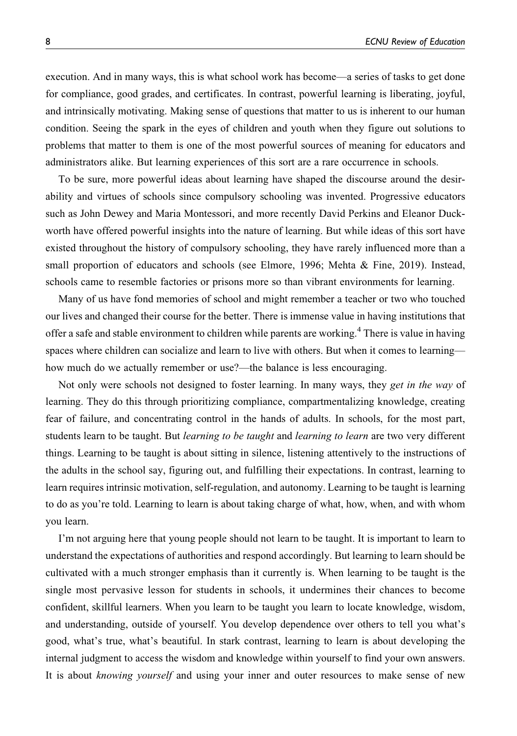execution. And in many ways, this is what school work has become—a series of tasks to get done for compliance, good grades, and certificates. In contrast, powerful learning is liberating, joyful, and intrinsically motivating. Making sense of questions that matter to us is inherent to our human condition. Seeing the spark in the eyes of children and youth when they figure out solutions to problems that matter to them is one of the most powerful sources of meaning for educators and administrators alike. But learning experiences of this sort are a rare occurrence in schools.

To be sure, more powerful ideas about learning have shaped the discourse around the desirability and virtues of schools since compulsory schooling was invented. Progressive educators such as John Dewey and Maria Montessori, and more recently David Perkins and Eleanor Duckworth have offered powerful insights into the nature of learning. But while ideas of this sort have existed throughout the history of compulsory schooling, they have rarely influenced more than a small proportion of educators and schools (see Elmore, 1996; Mehta & Fine, 2019). Instead, schools came to resemble factories or prisons more so than vibrant environments for learning.

Many of us have fond memories of school and might remember a teacher or two who touched our lives and changed their course for the better. There is immense value in having institutions that offer a safe and stable environment to children while parents are working.[4] There is value in having spaces where children can socialize and learn to live with others. But when it comes to learning—how much do we actually remember or use?—the balance is less encouraging.

Not only were schools not designed to foster learning. In many ways, they *get in the way* of learning. They do this through prioritizing compliance, compartmentalizing knowledge, creating fear of failure, and concentrating control in the hands of adults. In schools, for the most part, students learn to be taught. But *learning to be taught* and *learning to learn* are two very different things. Learning to be taught is about sitting in silence, listening attentively to the instructions of the adults in the school say, figuring out, and fulfilling their expectations. In contrast, learning to learn requires intrinsic motivation, self-regulation, and autonomy. Learning to be taught is learning to do as you're told. Learning to learn is about taking charge of what, how, when, and with whom you learn.

I'm not arguing here that young people should not learn to be taught. It is important to learn to understand the expectations of authorities and respond accordingly. But learning to learn should be cultivated with a much stronger emphasis than it currently is. When learning to be taught is the single most pervasive lesson for students in schools, it undermines their chances to become confident, skillful learners. When you learn to be taught you learn to locate knowledge, wisdom, and understanding, outside of yourself. You develop dependence over others to tell you what's good, what's true, what's beautiful. In stark contrast, learning to learn is about developing the internal judgment to access the wisdom and knowledge within yourself to find your own answers. It is about *knowing yourself* and using your inner and outer resources to make sense of new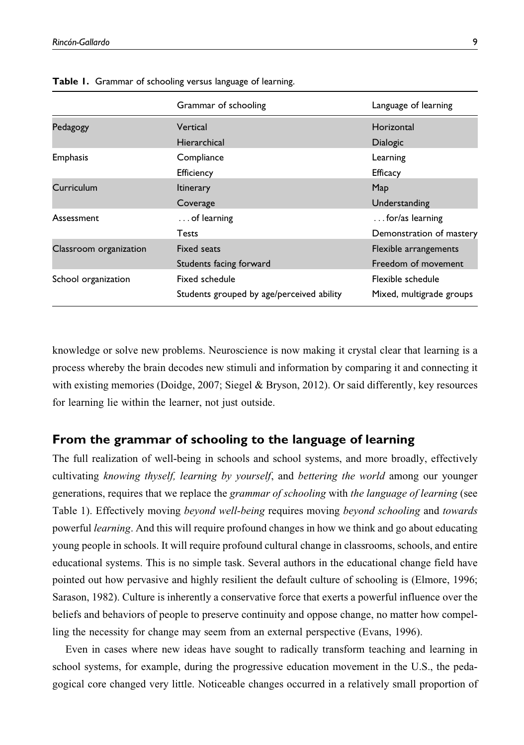**Table 1.** Grammar of schooling versus language of learning.

| | Grammar of schooling | Language of learning |
|---|---|---|
| Pedagogy | Vertical | Horizontal |
| | Hierarchical | Dialogic |
| Emphasis | Compliance | Learning |
| | Efficiency | Efficacy |
| Curriculum | Itinerary | Map |
| | Coverage | Understanding |
| Assessment | . . . of learning | . . . for/as learning |
| | Tests | Demonstration of mastery |
| Classroom organization | Fixed seats | Flexible arrangements |
| | Students facing forward | Freedom of movement |
| School organization | Fixed schedule | Flexible schedule |
| | Students grouped by age/perceived ability | Mixed, multigrade groups |

knowledge or solve new problems. Neuroscience is now making it crystal clear that learning is a process whereby the brain decodes new stimuli and information by comparing it and connecting it with existing memories (Doidge, 2007; Siegel & Bryson, 2012). Or said differently, key resources for learning lie within the learner, not just outside.

## From the grammar of schooling to the language of learning

The full realization of well-being in schools and school systems, and more broadly, effectively cultivating *knowing thyself, learning by yourself*, and *bettering the world* among our younger generations, requires that we replace the *grammar of schooling* with *the language of learning* (see Table 1). Effectively moving *beyond well-being* requires moving *beyond schooling* and *towards* powerful *learning*. And this will require profound changes in how we think and go about educating young people in schools. It will require profound cultural change in classrooms, schools, and entire educational systems. This is no simple task. Several authors in the educational change field have pointed out how pervasive and highly resilient the default culture of schooling is (Elmore, 1996; Sarason, 1982). Culture is inherently a conservative force that exerts a powerful influence over the beliefs and behaviors of people to preserve continuity and oppose change, no matter how compelling the necessity for change may seem from an external perspective (Evans, 1996).

Even in cases where new ideas have sought to radically transform teaching and learning in school systems, for example, during the progressive education movement in the U.S., the pedagogical core changed very little. Noticeable changes occurred in a relatively small proportion of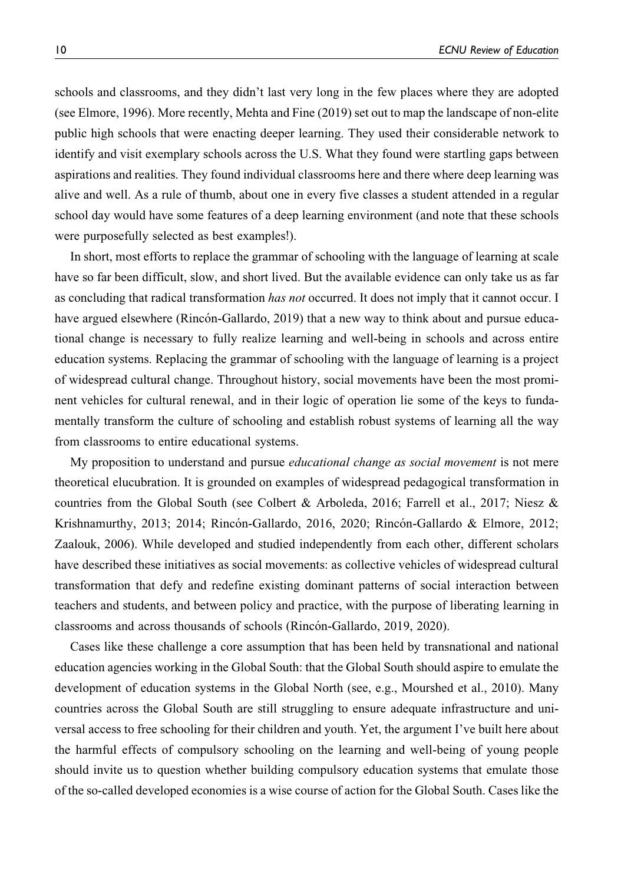schools and classrooms, and they didn't last very long in the few places where they are adopted (see Elmore, 1996). More recently, Mehta and Fine (2019) set out to map the landscape of non-elite public high schools that were enacting deeper learning. They used their considerable network to identify and visit exemplary schools across the U.S. What they found were startling gaps between aspirations and realities. They found individual classrooms here and there where deep learning was alive and well. As a rule of thumb, about one in every five classes a student attended in a regular school day would have some features of a deep learning environment (and note that these schools were purposefully selected as best examples!).

In short, most efforts to replace the grammar of schooling with the language of learning at scale have so far been difficult, slow, and short lived. But the available evidence can only take us as far as concluding that radical transformation *has not* occurred. It does not imply that it cannot occur. I have argued elsewhere (Rincón-Gallardo, 2019) that a new way to think about and pursue educational change is necessary to fully realize learning and well-being in schools and across entire education systems. Replacing the grammar of schooling with the language of learning is a project of widespread cultural change. Throughout history, social movements have been the most prominent vehicles for cultural renewal, and in their logic of operation lie some of the keys to fundamentally transform the culture of schooling and establish robust systems of learning all the way from classrooms to entire educational systems.

My proposition to understand and pursue *educational change as social movement* is not mere theoretical elucubration. It is grounded on examples of widespread pedagogical transformation in countries from the Global South (see Colbert & Arboleda, 2016; Farrell et al., 2017; Niesz & Krishnamurthy, 2013; 2014; Rincón-Gallardo, 2016, 2020; Rincón-Gallardo & Elmore, 2012; Zaalouk, 2006). While developed and studied independently from each other, different scholars have described these initiatives as social movements: as collective vehicles of widespread cultural transformation that defy and redefine existing dominant patterns of social interaction between teachers and students, and between policy and practice, with the purpose of liberating learning in classrooms and across thousands of schools (Rincón-Gallardo, 2019, 2020).

Cases like these challenge a core assumption that has been held by transnational and national education agencies working in the Global South: that the Global South should aspire to emulate the development of education systems in the Global North (see, e.g., Mourshed et al., 2010). Many countries across the Global South are still struggling to ensure adequate infrastructure and universal access to free schooling for their children and youth. Yet, the argument I've built here about the harmful effects of compulsory schooling on the learning and well-being of young people should invite us to question whether building compulsory education systems that emulate those of the so-called developed economies is a wise course of action for the Global South. Cases like the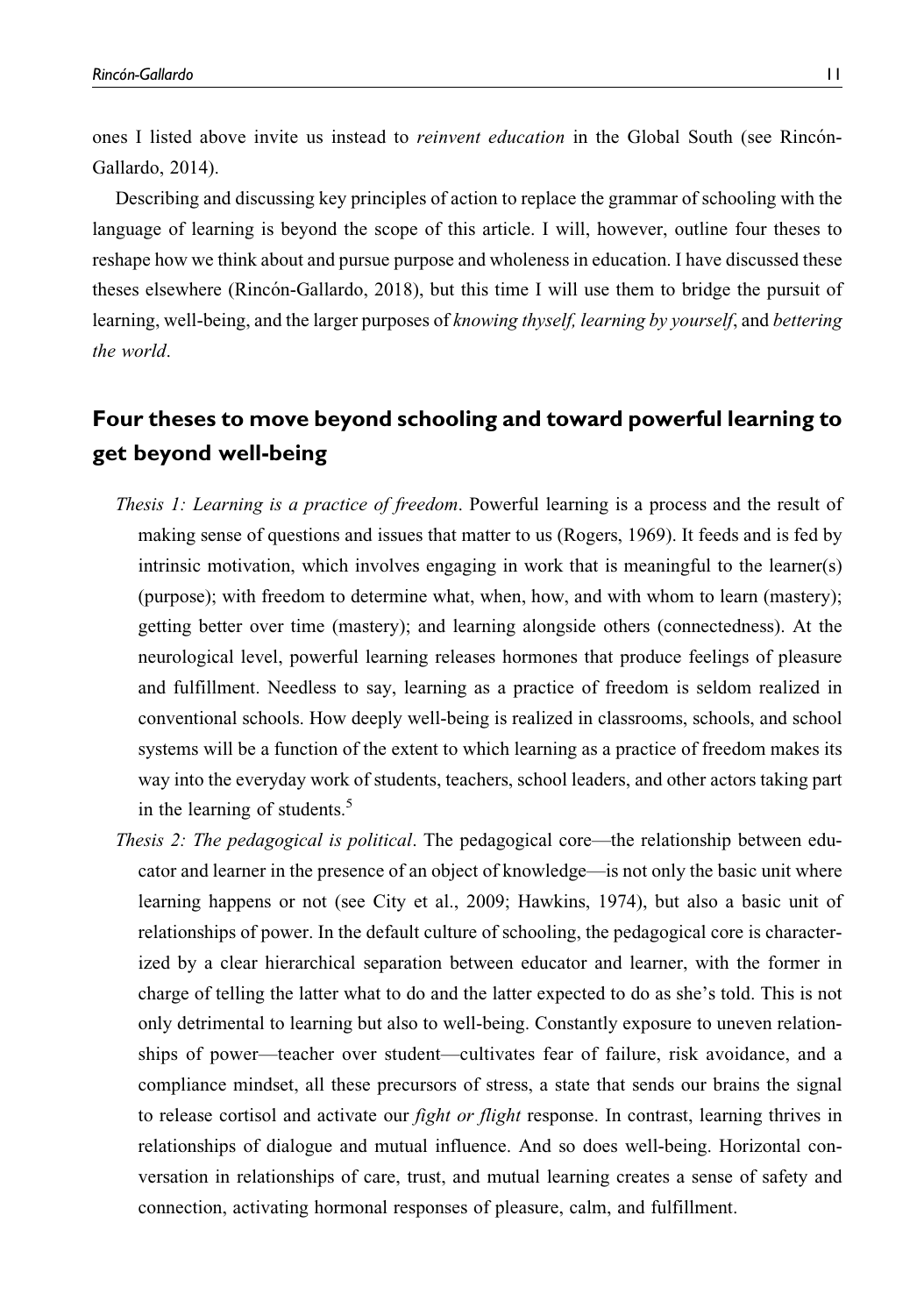ones I listed above invite us instead to *reinvent education* in the Global South (see Rincón-Gallardo, 2014).

Describing and discussing key principles of action to replace the grammar of schooling with the language of learning is beyond the scope of this article. I will, however, outline four theses to reshape how we think about and pursue purpose and wholeness in education. I have discussed these theses elsewhere (Rincón-Gallardo, 2018), but this time I will use them to bridge the pursuit of learning, well-being, and the larger purposes of *knowing thyself, learning by yourself*, and *bettering the world*.

## Four theses to move beyond schooling and toward powerful learning to get beyond well-being

*Thesis 1: Learning is a practice of freedom*. Powerful learning is a process and the result of making sense of questions and issues that matter to us (Rogers, 1969). It feeds and is fed by intrinsic motivation, which involves engaging in work that is meaningful to the learner(s) (purpose); with freedom to determine what, when, how, and with whom to learn (mastery); getting better over time (mastery); and learning alongside others (connectedness). At the neurological level, powerful learning releases hormones that produce feelings of pleasure and fulfillment. Needless to say, learning as a practice of freedom is seldom realized in conventional schools. How deeply well-being is realized in classrooms, schools, and school systems will be a function of the extent to which learning as a practice of freedom makes its way into the everyday work of students, teachers, school leaders, and other actors taking part in the learning of students.[5]

*Thesis 2: The pedagogical is political*. The pedagogical core—the relationship between educator and learner in the presence of an object of knowledge—is not only the basic unit where learning happens or not (see City et al., 2009; Hawkins, 1974), but also a basic unit of relationships of power. In the default culture of schooling, the pedagogical core is characterized by a clear hierarchical separation between educator and learner, with the former in charge of telling the latter what to do and the latter expected to do as she's told. This is not only detrimental to learning but also to well-being. Constantly exposure to uneven relationships of power—teacher over student—cultivates fear of failure, risk avoidance, and a compliance mindset, all these precursors of stress, a state that sends our brains the signal to release cortisol and activate our *fight or flight* response. In contrast, learning thrives in relationships of dialogue and mutual influence. And so does well-being. Horizontal conversation in relationships of care, trust, and mutual learning creates a sense of safety and connection, activating hormonal responses of pleasure, calm, and fulfillment.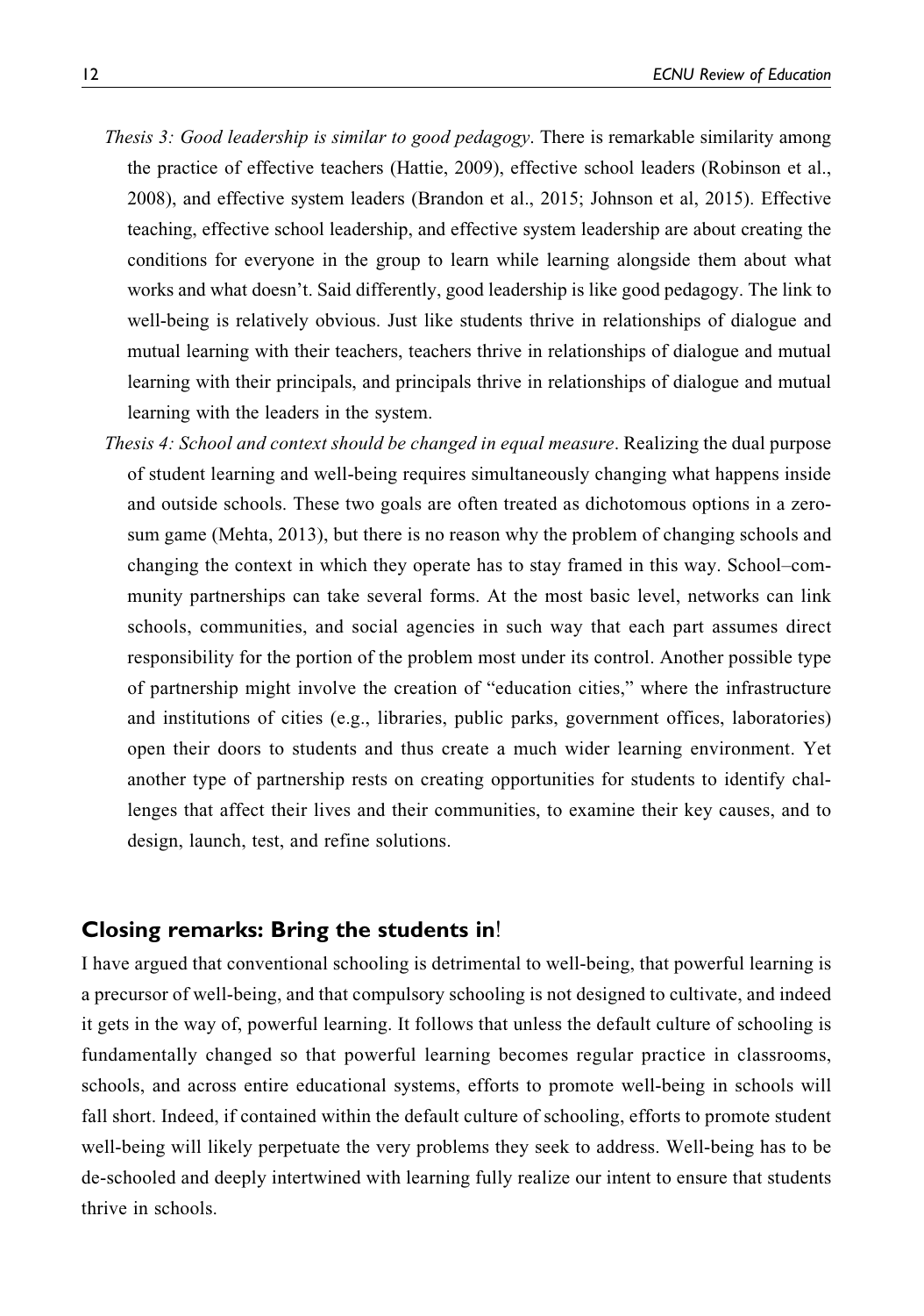- *Thesis 3: Good leadership is similar to good pedagogy*. There is remarkable similarity among the practice of effective teachers (Hattie, 2009), effective school leaders (Robinson et al., 2008), and effective system leaders (Brandon et al., 2015; Johnson et al, 2015). Effective teaching, effective school leadership, and effective system leadership are about creating the conditions for everyone in the group to learn while learning alongside them about what works and what doesn't. Said differently, good leadership is like good pedagogy. The link to well-being is relatively obvious. Just like students thrive in relationships of dialogue and mutual learning with their teachers, teachers thrive in relationships of dialogue and mutual learning with their principals, and principals thrive in relationships of dialogue and mutual learning with the leaders in the system.
- *Thesis 4: School and context should be changed in equal measure*. Realizing the dual purpose of student learning and well-being requires simultaneously changing what happens inside and outside schools. These two goals are often treated as dichotomous options in a zero-sum game (Mehta, 2013), but there is no reason why the problem of changing schools and changing the context in which they operate has to stay framed in this way. School–community partnerships can take several forms. At the most basic level, networks can link schools, communities, and social agencies in such way that each part assumes direct responsibility for the portion of the problem most under its control. Another possible type of partnership might involve the creation of "education cities," where the infrastructure and institutions of cities (e.g., libraries, public parks, government offices, laboratories) open their doors to students and thus create a much wider learning environment. Yet another type of partnership rests on creating opportunities for students to identify challenges that affect their lives and their communities, to examine their key causes, and to design, launch, test, and refine solutions.

## Closing remarks: Bring the students in!

I have argued that conventional schooling is detrimental to well-being, that powerful learning is a precursor of well-being, and that compulsory schooling is not designed to cultivate, and indeed it gets in the way of, powerful learning. It follows that unless the default culture of schooling is fundamentally changed so that powerful learning becomes regular practice in classrooms, schools, and across entire educational systems, efforts to promote well-being in schools will fall short. Indeed, if contained within the default culture of schooling, efforts to promote student well-being will likely perpetuate the very problems they seek to address. Well-being has to be de-schooled and deeply intertwined with learning fully realize our intent to ensure that students thrive in schools.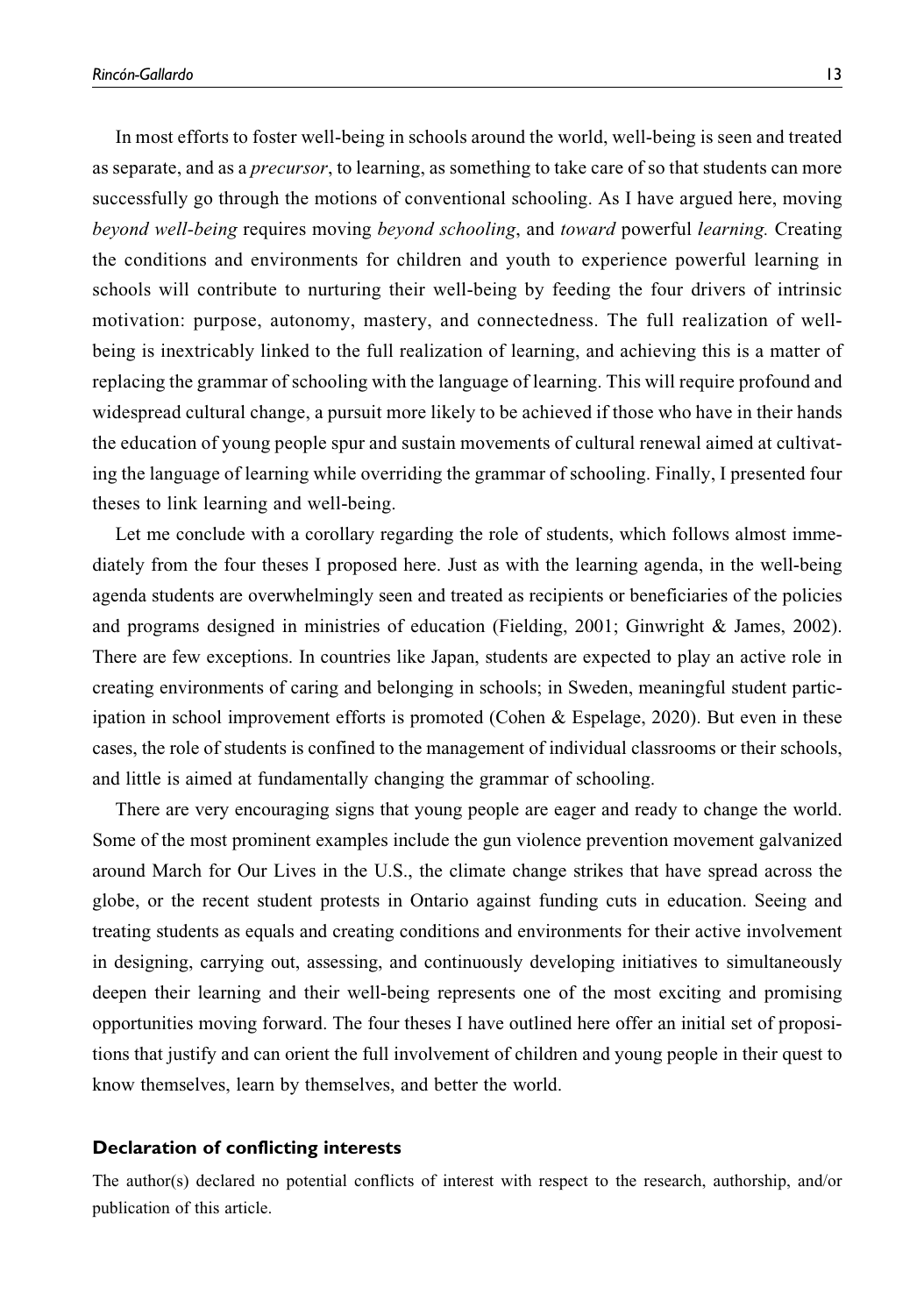In most efforts to foster well-being in schools around the world, well-being is seen and treated as separate, and as a *precursor*, to learning, as something to take care of so that students can more successfully go through the motions of conventional schooling. As I have argued here, moving *beyond well-being* requires moving *beyond schooling*, and *toward* powerful *learning.* Creating the conditions and environments for children and youth to experience powerful learning in schools will contribute to nurturing their well-being by feeding the four drivers of intrinsic motivation: purpose, autonomy, mastery, and connectedness. The full realization of well-being is inextricably linked to the full realization of learning, and achieving this is a matter of replacing the grammar of schooling with the language of learning. This will require profound and widespread cultural change, a pursuit more likely to be achieved if those who have in their hands the education of young people spur and sustain movements of cultural renewal aimed at cultivating the language of learning while overriding the grammar of schooling. Finally, I presented four theses to link learning and well-being.

Let me conclude with a corollary regarding the role of students, which follows almost immediately from the four theses I proposed here. Just as with the learning agenda, in the well-being agenda students are overwhelmingly seen and treated as recipients or beneficiaries of the policies and programs designed in ministries of education (Fielding, 2001; Ginwright & James, 2002). There are few exceptions. In countries like Japan, students are expected to play an active role in creating environments of caring and belonging in schools; in Sweden, meaningful student participation in school improvement efforts is promoted (Cohen & Espelage, 2020). But even in these cases, the role of students is confined to the management of individual classrooms or their schools, and little is aimed at fundamentally changing the grammar of schooling.

There are very encouraging signs that young people are eager and ready to change the world. Some of the most prominent examples include the gun violence prevention movement galvanized around March for Our Lives in the U.S., the climate change strikes that have spread across the globe, or the recent student protests in Ontario against funding cuts in education. Seeing and treating students as equals and creating conditions and environments for their active involvement in designing, carrying out, assessing, and continuously developing initiatives to simultaneously deepen their learning and their well-being represents one of the most exciting and promising opportunities moving forward. The four theses I have outlined here offer an initial set of propositions that justify and can orient the full involvement of children and young people in their quest to know themselves, learn by themselves, and better the world.

### Declaration of conflicting interests

The author(s) declared no potential conflicts of interest with respect to the research, authorship, and/or publication of this article.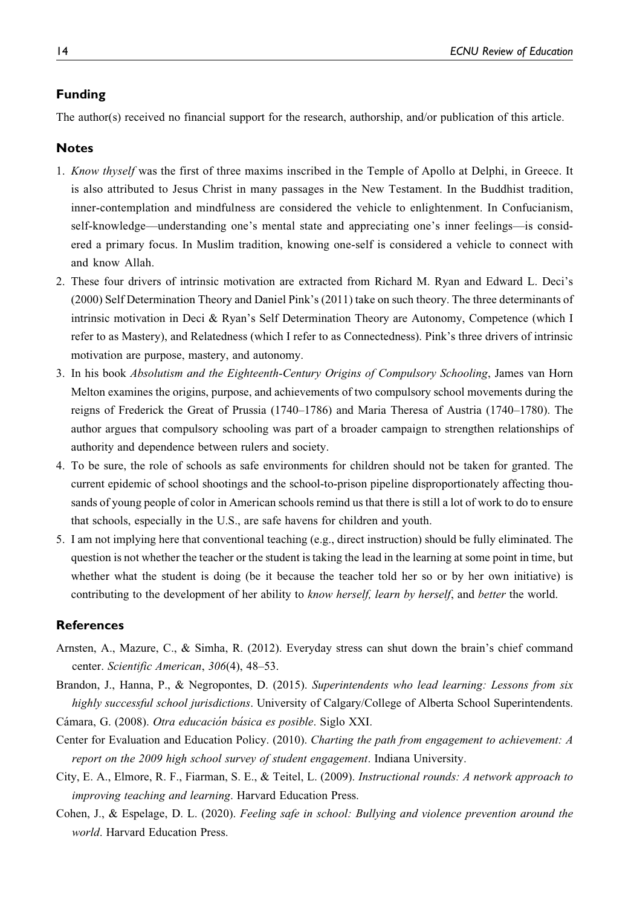## Funding

The author(s) received no financial support for the research, authorship, and/or publication of this article.

## Notes

1. *Know thyself* was the first of three maxims inscribed in the Temple of Apollo at Delphi, in Greece. It is also attributed to Jesus Christ in many passages in the New Testament. In the Buddhist tradition, inner-contemplation and mindfulness are considered the vehicle to enlightenment. In Confucianism, self-knowledge—understanding one's mental state and appreciating one's inner feelings—is considered a primary focus. In Muslim tradition, knowing one-self is considered a vehicle to connect with and know Allah.
2. These four drivers of intrinsic motivation are extracted from Richard M. Ryan and Edward L. Deci's (2000) Self Determination Theory and Daniel Pink's (2011) take on such theory. The three determinants of intrinsic motivation in Deci & Ryan's Self Determination Theory are Autonomy, Competence (which I refer to as Mastery), and Relatedness (which I refer to as Connectedness). Pink's three drivers of intrinsic motivation are purpose, mastery, and autonomy.
3. In his book *Absolutism and the Eighteenth-Century Origins of Compulsory Schooling*, James van Horn Melton examines the origins, purpose, and achievements of two compulsory school movements during the reigns of Frederick the Great of Prussia (1740–1786) and Maria Theresa of Austria (1740–1780). The author argues that compulsory schooling was part of a broader campaign to strengthen relationships of authority and dependence between rulers and society.
4. To be sure, the role of schools as safe environments for children should not be taken for granted. The current epidemic of school shootings and the school-to-prison pipeline disproportionately affecting thousands of young people of color in American schools remind us that there is still a lot of work to do to ensure that schools, especially in the U.S., are safe havens for children and youth.
5. I am not implying here that conventional teaching (e.g., direct instruction) should be fully eliminated. The question is not whether the teacher or the student is taking the lead in the learning at some point in time, but whether what the student is doing (be it because the teacher told her so or by her own initiative) is contributing to the development of her ability to *know herself, learn by herself*, and *better* the world.

## References

Arnsten, A., Mazure, C., & Simha, R. (2012). Everyday stress can shut down the brain's chief command center. *Scientific American*, *306*(4), 48–53.

Brandon, J., Hanna, P., & Negropontes, D. (2015). *Superintendents who lead learning: Lessons from six highly successful school jurisdictions*. University of Calgary/College of Alberta School Superintendents.

Cámara, G. (2008). *Otra educación básica es posible*. Siglo XXI.

Center for Evaluation and Education Policy. (2010). *Charting the path from engagement to achievement: A report on the 2009 high school survey of student engagement*. Indiana University.

City, E. A., Elmore, R. F., Fiarman, S. E., & Teitel, L. (2009). *Instructional rounds: A network approach to improving teaching and learning*. Harvard Education Press.

Cohen, J., & Espelage, D. L. (2020). *Feeling safe in school: Bullying and violence prevention around the world*. Harvard Education Press.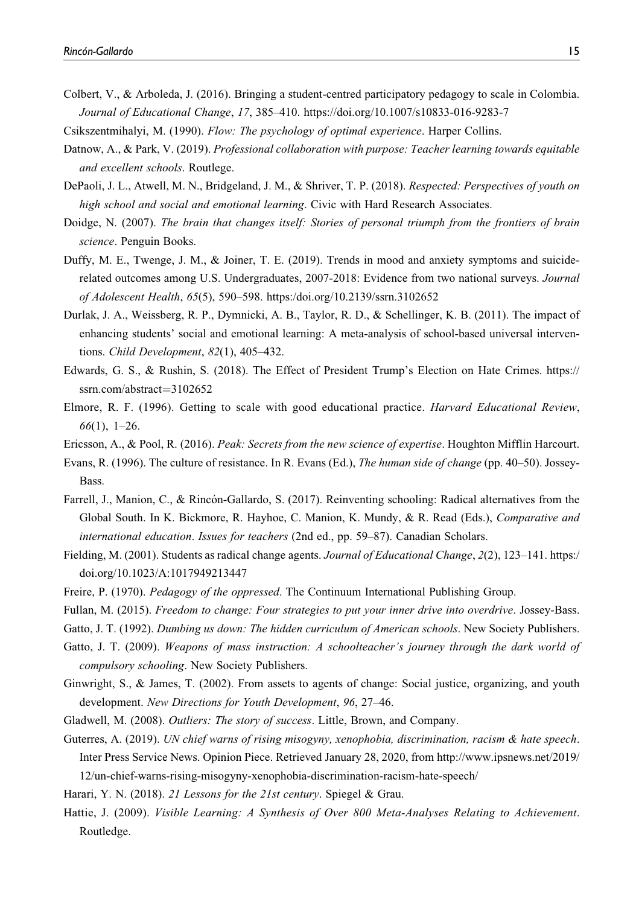Colbert, V., & Arboleda, J. (2016). Bringing a student-centred participatory pedagogy to scale in Colombia. *Journal of Educational Change*, *17*, 385–410. https://doi.org/10.1007/s10833-016-9283-7

Csikszentmihalyi, M. (1990). *Flow: The psychology of optimal experience*. Harper Collins.

Datnow, A., & Park, V. (2019). *Professional collaboration with purpose: Teacher learning towards equitable and excellent schools*. Routlege.

DePaoli, J. L., Atwell, M. N., Bridgeland, J. M., & Shriver, T. P. (2018). *Respected: Perspectives of youth on high school and social and emotional learning*. Civic with Hard Research Associates.

Doidge, N. (2007). *The brain that changes itself: Stories of personal triumph from the frontiers of brain science*. Penguin Books.

Duffy, M. E., Twenge, J. M., & Joiner, T. E. (2019). Trends in mood and anxiety symptoms and suicide-related outcomes among U.S. Undergraduates, 2007-2018: Evidence from two national surveys. *Journal of Adolescent Health*, *65*(5), 590–598. https:/doi.org/10.2139/ssrn.3102652

Durlak, J. A., Weissberg, R. P., Dymnicki, A. B., Taylor, R. D., & Schellinger, K. B. (2011). The impact of enhancing students' social and emotional learning: A meta-analysis of school-based universal interventions. *Child Development*, *82*(1), 405–432.

Edwards, G. S., & Rushin, S. (2018). The Effect of President Trump's Election on Hate Crimes. https://ssrn.com/abstract=3102652

Elmore, R. F. (1996). Getting to scale with good educational practice. *Harvard Educational Review*, *66*(1), 1–26.

Ericsson, A., & Pool, R. (2016). *Peak: Secrets from the new science of expertise*. Houghton Mifflin Harcourt.

Evans, R. (1996). The culture of resistance. In R. Evans (Ed.), *The human side of change* (pp. 40–50). Jossey-Bass.

Farrell, J., Manion, C., & Rincón-Gallardo, S. (2017). Reinventing schooling: Radical alternatives from the Global South. In K. Bickmore, R. Hayhoe, C. Manion, K. Mundy, & R. Read (Eds.), *Comparative and international education*. *Issues for teachers* (2nd ed., pp. 59–87). Canadian Scholars.

Fielding, M. (2001). Students as radical change agents. *Journal of Educational Change*, *2*(2), 123–141. https:/doi.org/10.1023/A:1017949213447

Freire, P. (1970). *Pedagogy of the oppressed*. The Continuum International Publishing Group.

Fullan, M. (2015). *Freedom to change: Four strategies to put your inner drive into overdrive*. Jossey-Bass.

Gatto, J. T. (1992). *Dumbing us down: The hidden curriculum of American schools*. New Society Publishers.

Gatto, J. T. (2009). *Weapons of mass instruction: A schoolteacher's journey through the dark world of compulsory schooling*. New Society Publishers.

Ginwright, S., & James, T. (2002). From assets to agents of change: Social justice, organizing, and youth development. *New Directions for Youth Development*, *96*, 27–46.

Gladwell, M. (2008). *Outliers: The story of success*. Little, Brown, and Company.

Guterres, A. (2019). *UN chief warns of rising misogyny, xenophobia, discrimination, racism & hate speech*. Inter Press Service News. Opinion Piece. Retrieved January 28, 2020, from http://www.ipsnews.net/2019/12/un-chief-warns-rising-misogyny-xenophobia-discrimination-racism-hate-speech/

Harari, Y. N. (2018). *21 Lessons for the 21st century*. Spiegel & Grau.

Hattie, J. (2009). *Visible Learning: A Synthesis of Over 800 Meta-Analyses Relating to Achievement*. Routledge.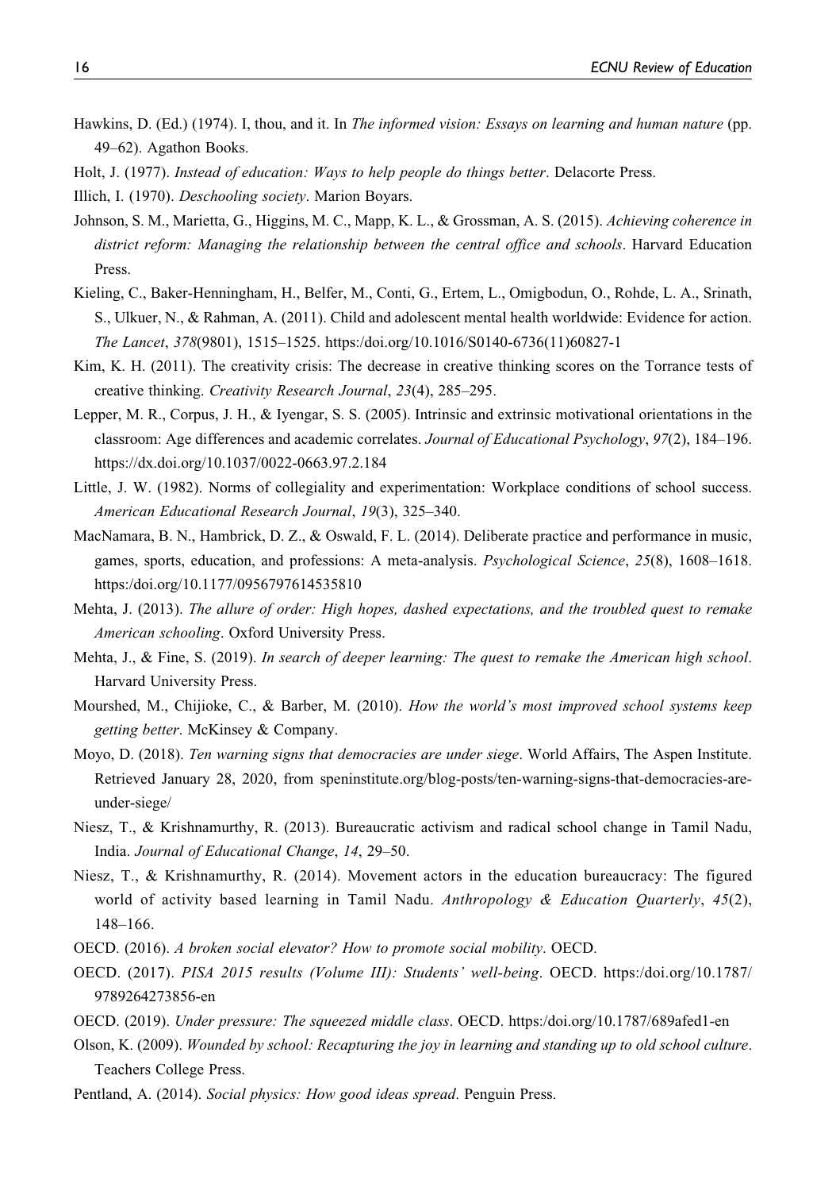Hawkins, D. (Ed.) (1974). I, thou, and it. In *The informed vision: Essays on learning and human nature* (pp. 49–62). Agathon Books.

Holt, J. (1977). *Instead of education: Ways to help people do things better*. Delacorte Press.

Illich, I. (1970). *Deschooling society*. Marion Boyars.

Johnson, S. M., Marietta, G., Higgins, M. C., Mapp, K. L., & Grossman, A. S. (2015). *Achieving coherence in district reform: Managing the relationship between the central office and schools*. Harvard Education Press.

Kieling, C., Baker-Henningham, H., Belfer, M., Conti, G., Ertem, L., Omigbodun, O., Rohde, L. A., Srinath, S., Ulkuer, N., & Rahman, A. (2011). Child and adolescent mental health worldwide: Evidence for action. *The Lancet*, *378*(9801), 1515–1525. https:/doi.org/10.1016/S0140-6736(11)60827-1

Kim, K. H. (2011). The creativity crisis: The decrease in creative thinking scores on the Torrance tests of creative thinking. *Creativity Research Journal*, *23*(4), 285–295.

Lepper, M. R., Corpus, J. H., & Iyengar, S. S. (2005). Intrinsic and extrinsic motivational orientations in the classroom: Age differences and academic correlates. *Journal of Educational Psychology*, *97*(2), 184–196. https://dx.doi.org/10.1037/0022-0663.97.2.184

Little, J. W. (1982). Norms of collegiality and experimentation: Workplace conditions of school success. *American Educational Research Journal*, *19*(3), 325–340.

MacNamara, B. N., Hambrick, D. Z., & Oswald, F. L. (2014). Deliberate practice and performance in music, games, sports, education, and professions: A meta-analysis. *Psychological Science*, *25*(8), 1608–1618. https:/doi.org/10.1177/0956797614535810

Mehta, J. (2013). *The allure of order: High hopes, dashed expectations, and the troubled quest to remake American schooling*. Oxford University Press.

Mehta, J., & Fine, S. (2019). *In search of deeper learning: The quest to remake the American high school*. Harvard University Press.

Mourshed, M., Chijioke, C., & Barber, M. (2010). *How the world's most improved school systems keep getting better*. McKinsey & Company.

Moyo, D. (2018). *Ten warning signs that democracies are under siege*. World Affairs, The Aspen Institute. Retrieved January 28, 2020, from speninstitute.org/blog-posts/ten-warning-signs-that-democracies-are-under-siege/

Niesz, T., & Krishnamurthy, R. (2013). Bureaucratic activism and radical school change in Tamil Nadu, India. *Journal of Educational Change*, *14*, 29–50.

Niesz, T., & Krishnamurthy, R. (2014). Movement actors in the education bureaucracy: The figured world of activity based learning in Tamil Nadu. *Anthropology & Education Quarterly*, *45*(2), 148–166.

OECD. (2016). *A broken social elevator? How to promote social mobility*. OECD.

OECD. (2017). *PISA 2015 results (Volume III): Students' well-being*. OECD. https:/doi.org/10.1787/9789264273856-en

OECD. (2019). *Under pressure: The squeezed middle class*. OECD. https:/doi.org/10.1787/689afed1-en

Olson, K. (2009). *Wounded by school: Recapturing the joy in learning and standing up to old school culture*. Teachers College Press.

Pentland, A. (2014). *Social physics: How good ideas spread*. Penguin Press.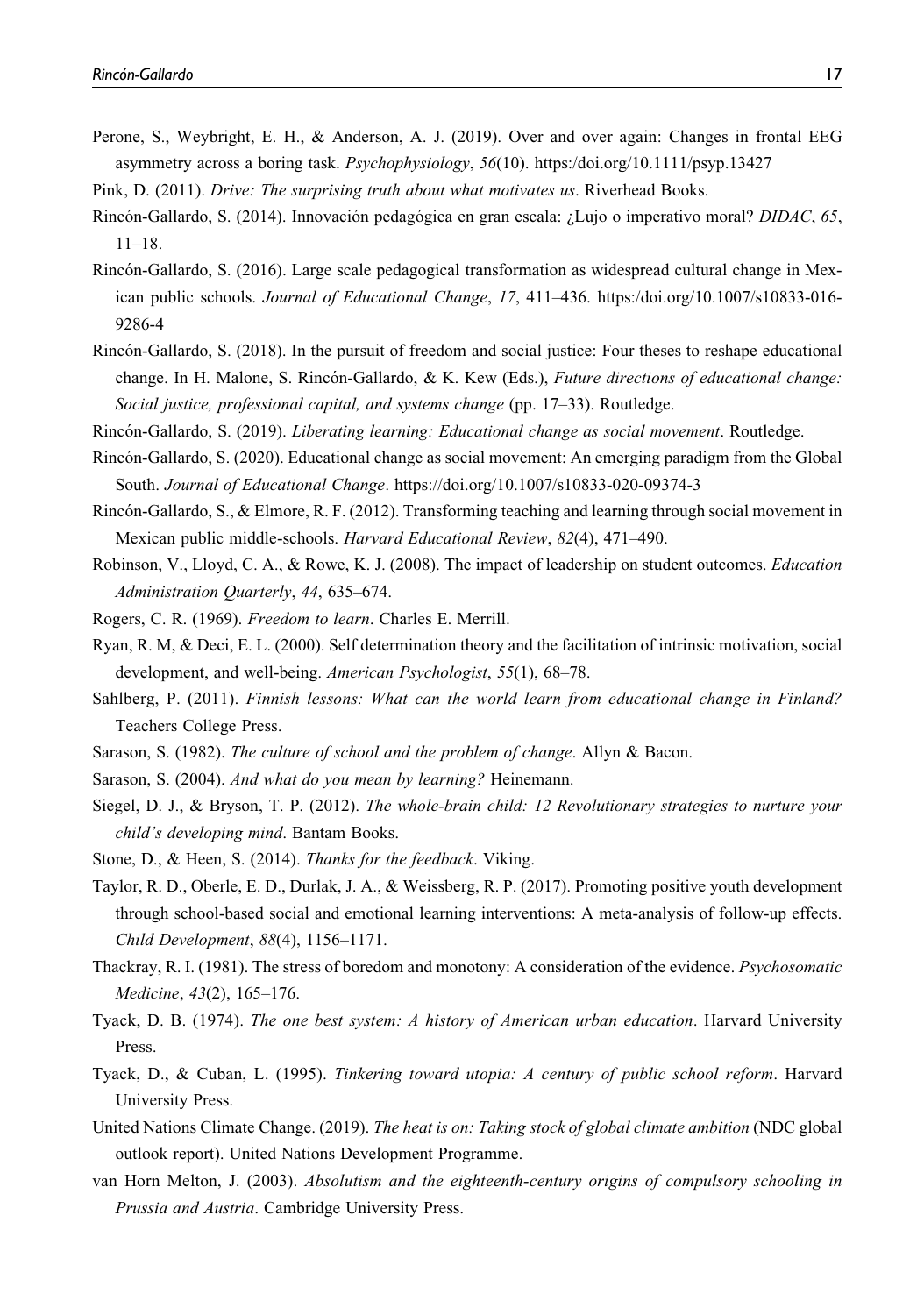Perone, S., Weybright, E. H., & Anderson, A. J. (2019). Over and over again: Changes in frontal EEG asymmetry across a boring task. *Psychophysiology*, *56*(10). https:/doi.org/10.1111/psyp.13427

Pink, D. (2011). *Drive: The surprising truth about what motivates us*. Riverhead Books.

Rincón-Gallardo, S. (2014). Innovación pedagógica en gran escala: ¿Lujo o imperativo moral? *DIDAC*, *65*, 11–18.

Rincón-Gallardo, S. (2016). Large scale pedagogical transformation as widespread cultural change in Mexican public schools. *Journal of Educational Change*, *17*, 411–436. https:/doi.org/10.1007/s10833-016-9286-4

Rincón-Gallardo, S. (2018). In the pursuit of freedom and social justice: Four theses to reshape educational change. In H. Malone, S. Rincón-Gallardo, & K. Kew (Eds.), *Future directions of educational change: Social justice, professional capital, and systems change* (pp. 17–33). Routledge.

Rincón-Gallardo, S. (2019). *Liberating learning: Educational change as social movement*. Routledge.

Rincón-Gallardo, S. (2020). Educational change as social movement: An emerging paradigm from the Global South. *Journal of Educational Change*. https://doi.org/10.1007/s10833-020-09374-3

Rincón-Gallardo, S., & Elmore, R. F. (2012). Transforming teaching and learning through social movement in Mexican public middle-schools. *Harvard Educational Review*, *82*(4), 471–490.

Robinson, V., Lloyd, C. A., & Rowe, K. J. (2008). The impact of leadership on student outcomes. *Education Administration Quarterly*, *44*, 635–674.

Rogers, C. R. (1969). *Freedom to learn*. Charles E. Merrill.

Ryan, R. M, & Deci, E. L. (2000). Self determination theory and the facilitation of intrinsic motivation, social development, and well-being. *American Psychologist*, *55*(1), 68–78.

Sahlberg, P. (2011). *Finnish lessons: What can the world learn from educational change in Finland?* Teachers College Press.

Sarason, S. (1982). *The culture of school and the problem of change*. Allyn & Bacon.

Sarason, S. (2004). *And what do you mean by learning?* Heinemann.

Siegel, D. J., & Bryson, T. P. (2012). *The whole-brain child: 12 Revolutionary strategies to nurture your child's developing mind*. Bantam Books.

Stone, D., & Heen, S. (2014). *Thanks for the feedback*. Viking.

Taylor, R. D., Oberle, E. D., Durlak, J. A., & Weissberg, R. P. (2017). Promoting positive youth development through school-based social and emotional learning interventions: A meta-analysis of follow-up effects. *Child Development*, *88*(4), 1156–1171.

Thackray, R. I. (1981). The stress of boredom and monotony: A consideration of the evidence. *Psychosomatic Medicine*, *43*(2), 165–176.

Tyack, D. B. (1974). *The one best system: A history of American urban education*. Harvard University Press.

Tyack, D., & Cuban, L. (1995). *Tinkering toward utopia: A century of public school reform*. Harvard University Press.

United Nations Climate Change. (2019). *The heat is on: Taking stock of global climate ambition* (NDC global outlook report). United Nations Development Programme.

van Horn Melton, J. (2003). *Absolutism and the eighteenth-century origins of compulsory schooling in Prussia and Austria*. Cambridge University Press.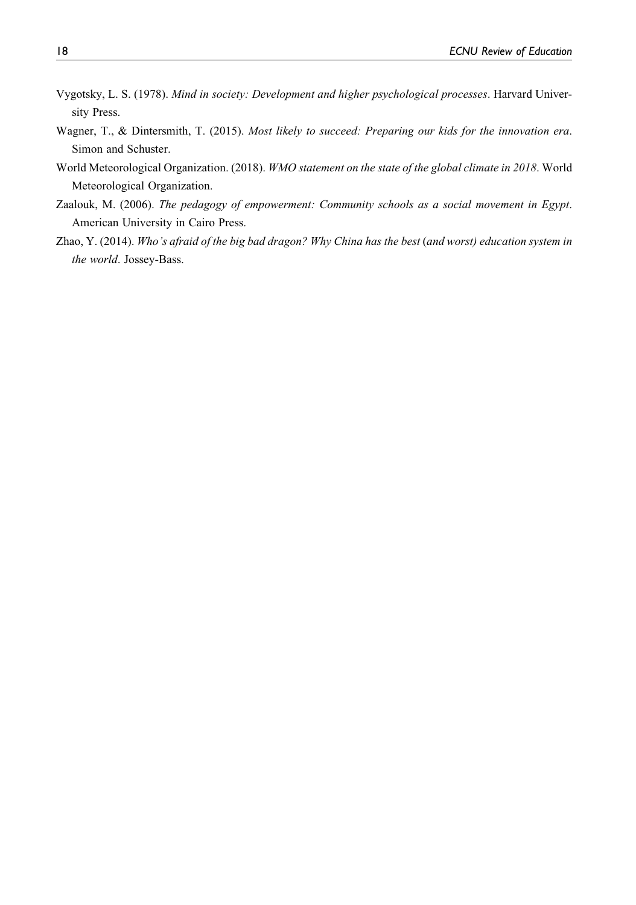Vygotsky, L. S. (1978). *Mind in society: Development and higher psychological processes*. Harvard University Press.

Wagner, T., & Dintersmith, T. (2015). *Most likely to succeed: Preparing our kids for the innovation era*. Simon and Schuster.

World Meteorological Organization. (2018). *WMO statement on the state of the global climate in 2018*. World Meteorological Organization.

Zaalouk, M. (2006). *The pedagogy of empowerment: Community schools as a social movement in Egypt*. American University in Cairo Press.

Zhao, Y. (2014). *Who's afraid of the big bad dragon? Why China has the best* (*and worst*) *education system in the world*. Jossey-Bass.